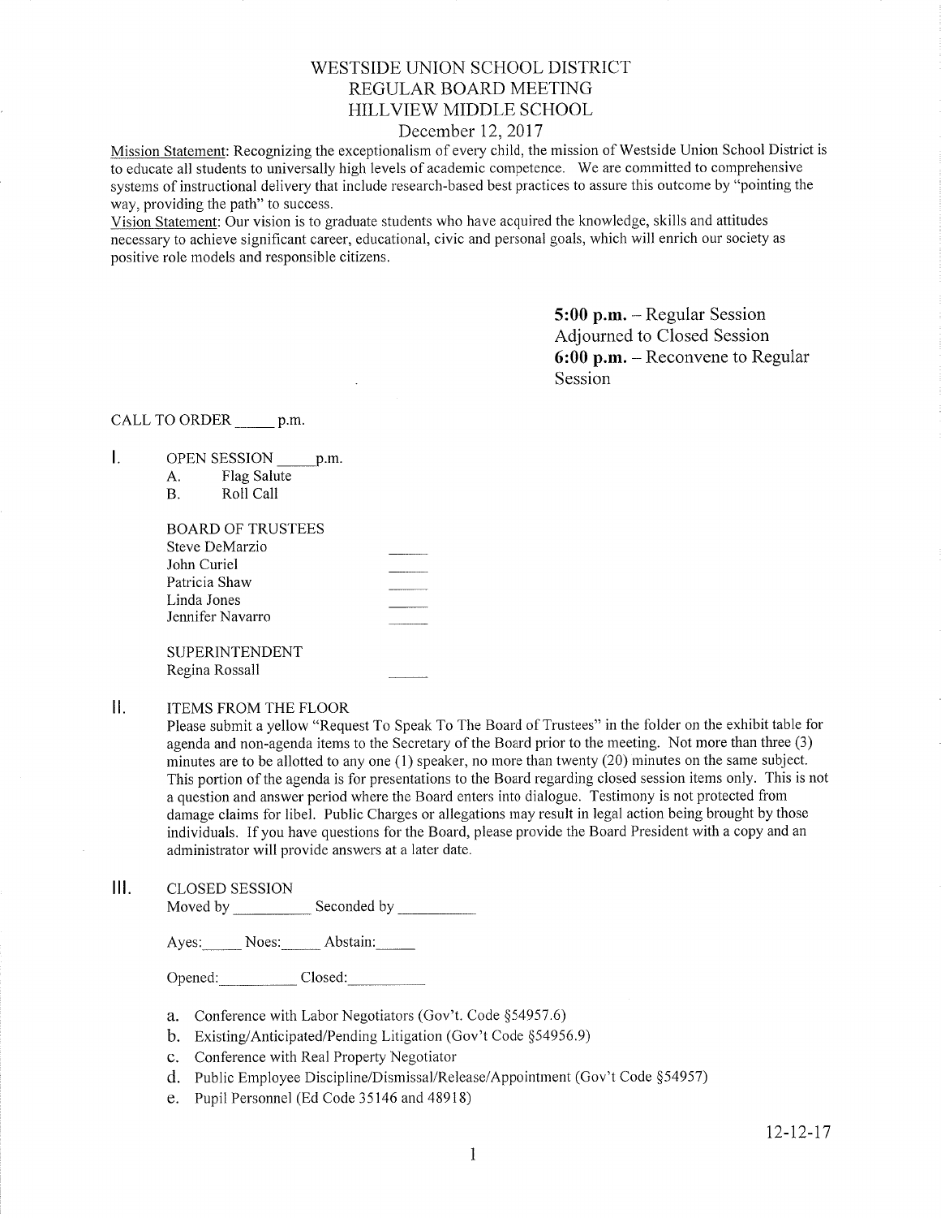# WESTSIDE UNION SCHOOL DISTRICT
## REGULAR BOARD MEETING
## HILLVIEW MIDDLE SCHOOL
### December 12, 2017

Mission Statement: Recognizing the exceptionalism of every child, the mission of Westside Union School District is to educate all students to universally high levels of academic competence. We are committed to comprehensive systems of instructional delivery that include research-based best practices to assure this outcome by "pointing the way, providing the path" to success.

Vision Statement: Our vision is to graduate students who have acquired the knowledge, skills and attitudes necessary to achieve significant career, educational, civic and personal goals, which will enrich our society as positive role models and responsible citizens.

**5:00 p.m.** – Regular Session Adjourned to Closed Session
**6:00 p.m.** – Reconvene to Regular Session

CALL TO ORDER _____ p.m.

I. OPEN SESSION _____ p.m.
   A. Flag Salute
   B. Roll Call

   BOARD OF TRUSTEES
   Steve DeMarzio _____
   John Curiel _____
   Patricia Shaw _____
   Linda Jones _____
   Jennifer Navarro _____

   SUPERINTENDENT
   Regina Rossall _____

II. ITEMS FROM THE FLOOR

Please submit a yellow "Request To Speak To The Board of Trustees" in the folder on the exhibit table for agenda and non-agenda items to the Secretary of the Board prior to the meeting. Not more than three (3) minutes are to be allotted to any one (1) speaker, no more than twenty (20) minutes on the same subject. This portion of the agenda is for presentations to the Board regarding closed session items only. This is not a question and answer period where the Board enters into dialogue. Testimony is not protected from damage claims for libel. Public Charges or allegations may result in legal action being brought by those individuals. If you have questions for the Board, please provide the Board President with a copy and an administrator will provide answers at a later date.

III. CLOSED SESSION

Moved by __________ Seconded by __________

Ayes:_____ Noes:_____ Abstain:_____

Opened:__________ Closed:__________

a. Conference with Labor Negotiators (Gov't. Code §54957.6)
b. Existing/Anticipated/Pending Litigation (Gov't Code §54956.9)
c. Conference with Real Property Negotiator
d. Public Employee Discipline/Dismissal/Release/Appointment (Gov't Code §54957)
e. Pupil Personnel (Ed Code 35146 and 48918)

12-12-17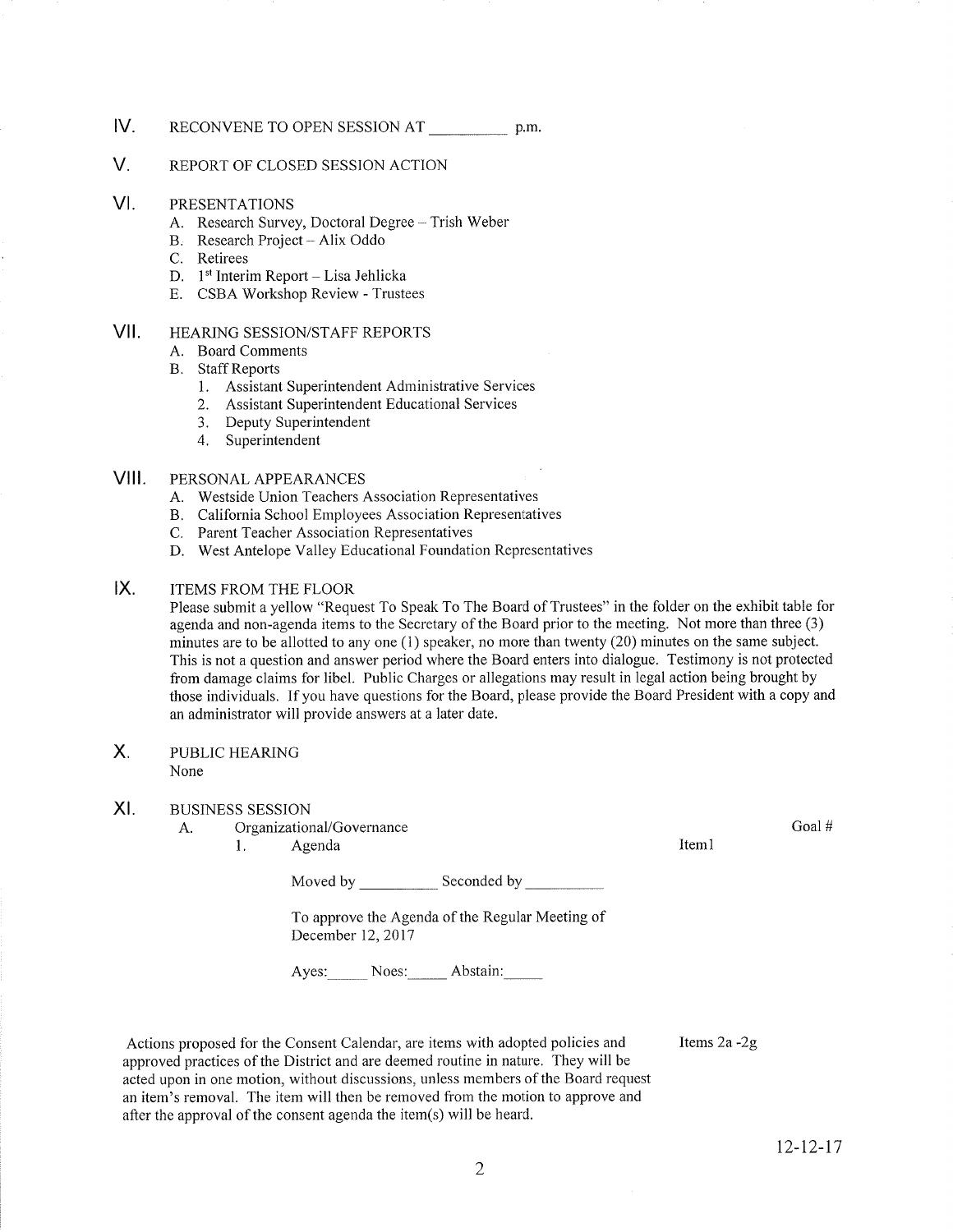IV. RECONVENE TO OPEN SESSION AT __________ p.m.

V. REPORT OF CLOSED SESSION ACTION

VI. PRESENTATIONS

A. Research Survey, Doctoral Degree – Trish Weber
B. Research Project – Alix Oddo
C. Retirees
D. 1st Interim Report – Lisa Jehlicka
E. CSBA Workshop Review - Trustees

VII. HEARING SESSION/STAFF REPORTS

A. Board Comments
B. Staff Reports
   1. Assistant Superintendent Administrative Services
   2. Assistant Superintendent Educational Services
   3. Deputy Superintendent
   4. Superintendent

VIII. PERSONAL APPEARANCES

A. Westside Union Teachers Association Representatives
B. California School Employees Association Representatives
C. Parent Teacher Association Representatives
D. West Antelope Valley Educational Foundation Representatives

IX. ITEMS FROM THE FLOOR

Please submit a yellow "Request To Speak To The Board of Trustees" in the folder on the exhibit table for agenda and non-agenda items to the Secretary of the Board prior to the meeting. Not more than three (3) minutes are to be allotted to any one (1) speaker, no more than twenty (20) minutes on the same subject. This is not a question and answer period where the Board enters into dialogue. Testimony is not protected from damage claims for libel. Public Charges or allegations may result in legal action being brought by those individuals. If you have questions for the Board, please provide the Board President with a copy and an administrator will provide answers at a later date.

X. PUBLIC HEARING

None

XI. BUSINESS SESSION

A. Organizational/Governance — Goal #

1. Agenda — Item1

Moved by __________ Seconded by __________

To approve the Agenda of the Regular Meeting of December 12, 2017

Ayes:_____ Noes:_____ Abstain:_____

Actions proposed for the Consent Calendar, are items with adopted policies and approved practices of the District and are deemed routine in nature. They will be acted upon in one motion, without discussions, unless members of the Board request an item's removal. The item will then be removed from the motion to approve and after the approval of the consent agenda the item(s) will be heard. — Items 2a -2g

12-12-17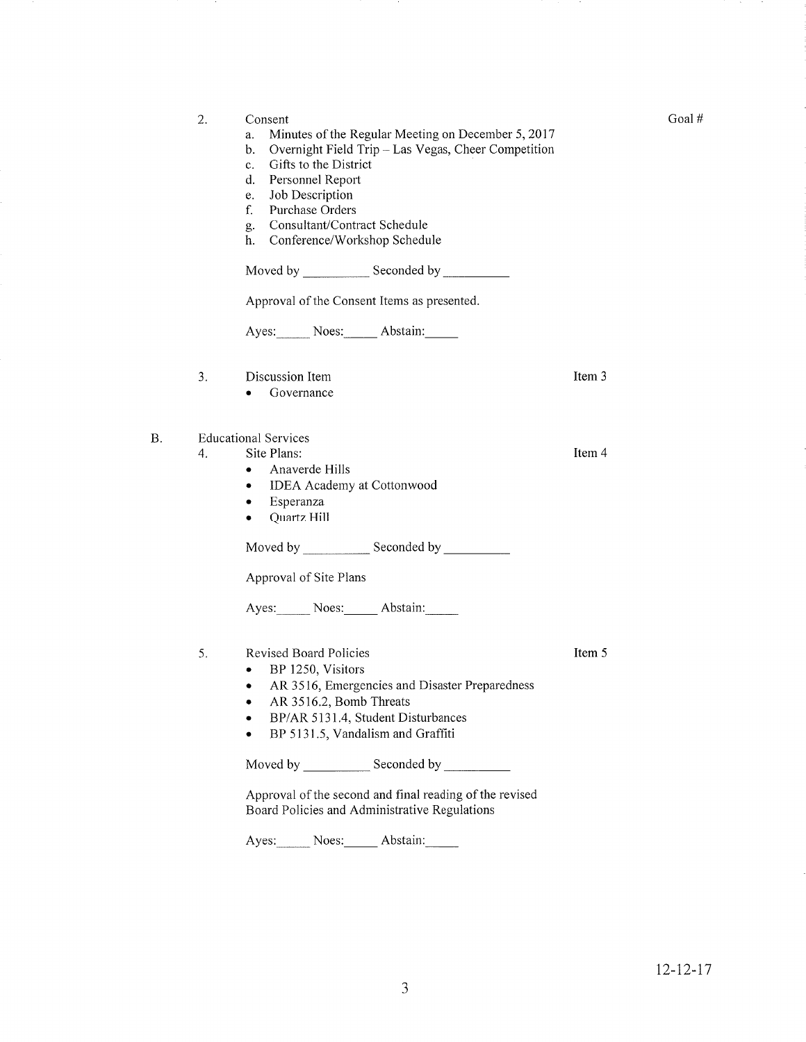Goal #

2. Consent
   a. Minutes of the Regular Meeting on December 5, 2017
   b. Overnight Field Trip – Las Vegas, Cheer Competition
   c. Gifts to the District
   d. Personnel Report
   e. Job Description
   f. Purchase Orders
   g. Consultant/Contract Schedule
   h. Conference/Workshop Schedule

   Moved by __________ Seconded by __________

   Approval of the Consent Items as presented.

   Ayes:_____ Noes:_____ Abstain:_____

3. Discussion Item — Item 3
   - Governance

B. Educational Services

4. Site Plans: — Item 4
   - Anaverde Hills
   - IDEA Academy at Cottonwood
   - Esperanza
   - Quartz Hill

   Moved by __________ Seconded by __________

   Approval of Site Plans

   Ayes:_____ Noes:_____ Abstain:_____

5. Revised Board Policies — Item 5
   - BP 1250, Visitors
   - AR 3516, Emergencies and Disaster Preparedness
   - AR 3516.2, Bomb Threats
   - BP/AR 5131.4, Student Disturbances
   - BP 5131.5, Vandalism and Graffiti

   Moved by __________ Seconded by __________

   Approval of the second and final reading of the revised Board Policies and Administrative Regulations

   Ayes:_____ Noes:_____ Abstain:_____

12-12-17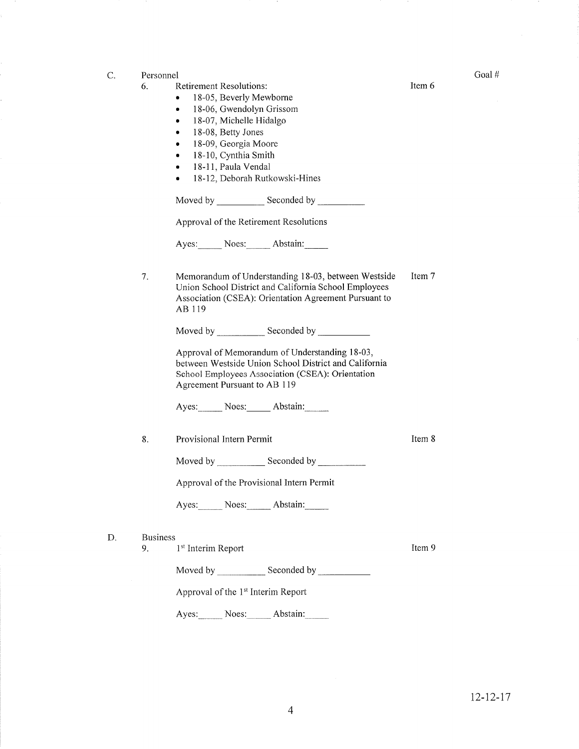Goal #

C. Personnel

6. Retirement Resolutions: Item 6

- 18-05, Beverly Mewborne
- 18-06, Gwendolyn Grissom
- 18-07, Michelle Hidalgo
- 18-08, Betty Jones
- 18-09, Georgia Moore
- 18-10, Cynthia Smith
- 18-11, Paula Vendal
- 18-12, Deborah Rutkowski-Hines

Moved by __________ Seconded by __________

Approval of the Retirement Resolutions

Ayes:_____ Noes:_____ Abstain:_____

7. Memorandum of Understanding 18-03, between Westside Union School District and California School Employees Association (CSEA): Orientation Agreement Pursuant to AB 119 Item 7

Moved by __________ Seconded by __________

Approval of Memorandum of Understanding 18-03, between Westside Union School District and California School Employees Association (CSEA): Orientation Agreement Pursuant to AB 119

Ayes:_____ Noes:_____ Abstain:_____

8. Provisional Intern Permit Item 8

Moved by __________ Seconded by __________

Approval of the Provisional Intern Permit

Ayes:_____ Noes:_____ Abstain:_____

D. Business

9. 1st Interim Report Item 9

Moved by __________ Seconded by __________

Approval of the 1st Interim Report

Ayes:_____ Noes:_____ Abstain:_____

12-12-17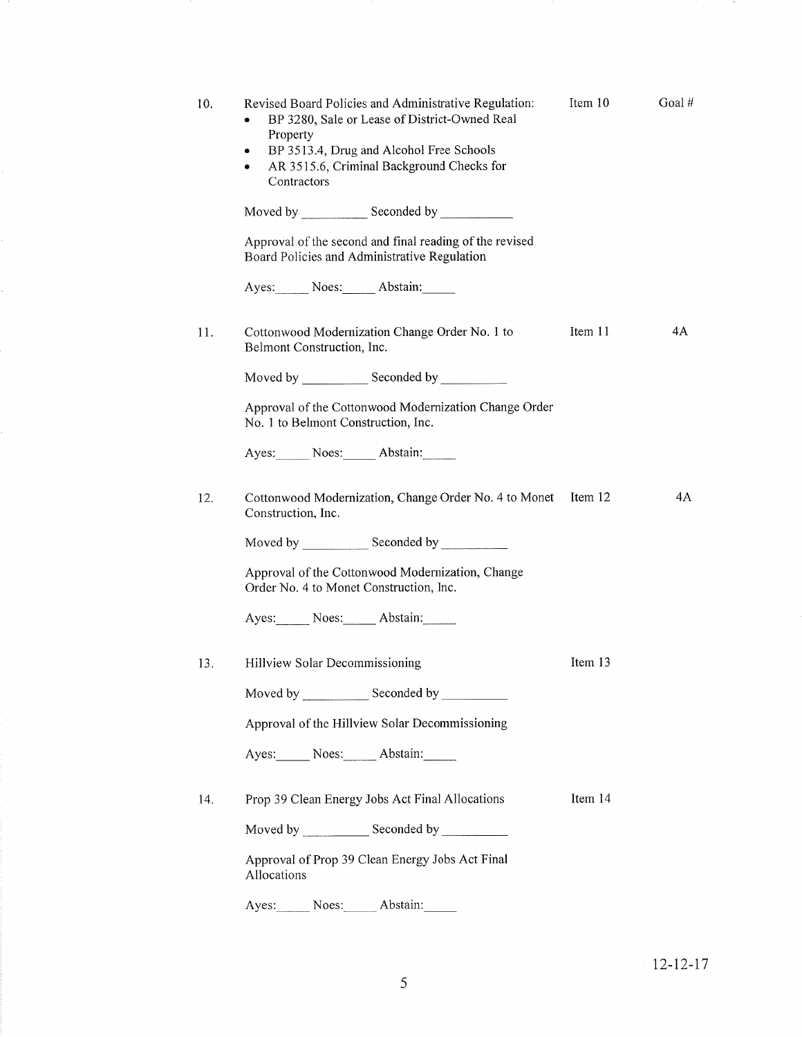10. Revised Board Policies and Administrative Regulation: — Item 10 — Goal #

- BP 3280, Sale or Lease of District-Owned Real Property
- BP 3513.4, Drug and Alcohol Free Schools
- AR 3515.6, Criminal Background Checks for Contractors

Moved by __________ Seconded by __________

Approval of the second and final reading of the revised Board Policies and Administrative Regulation

Ayes:_____ Noes:_____ Abstain:_____

11. Cottonwood Modernization Change Order No. 1 to Belmont Construction, Inc. — Item 11 — 4A

Moved by __________ Seconded by __________

Approval of the Cottonwood Modernization Change Order No. 1 to Belmont Construction, Inc.

Ayes:_____ Noes:_____ Abstain:_____

12. Cottonwood Modernization, Change Order No. 4 to Monet Construction, Inc. — Item 12 — 4A

Moved by __________ Seconded by __________

Approval of the Cottonwood Modernization, Change Order No. 4 to Monet Construction, Inc.

Ayes:_____ Noes:_____ Abstain:_____

13. Hillview Solar Decommissioning — Item 13

Moved by __________ Seconded by __________

Approval of the Hillview Solar Decommissioning

Ayes:_____ Noes:_____ Abstain:_____

14. Prop 39 Clean Energy Jobs Act Final Allocations — Item 14

Moved by __________ Seconded by __________

Approval of Prop 39 Clean Energy Jobs Act Final Allocations

Ayes:_____ Noes:_____ Abstain:_____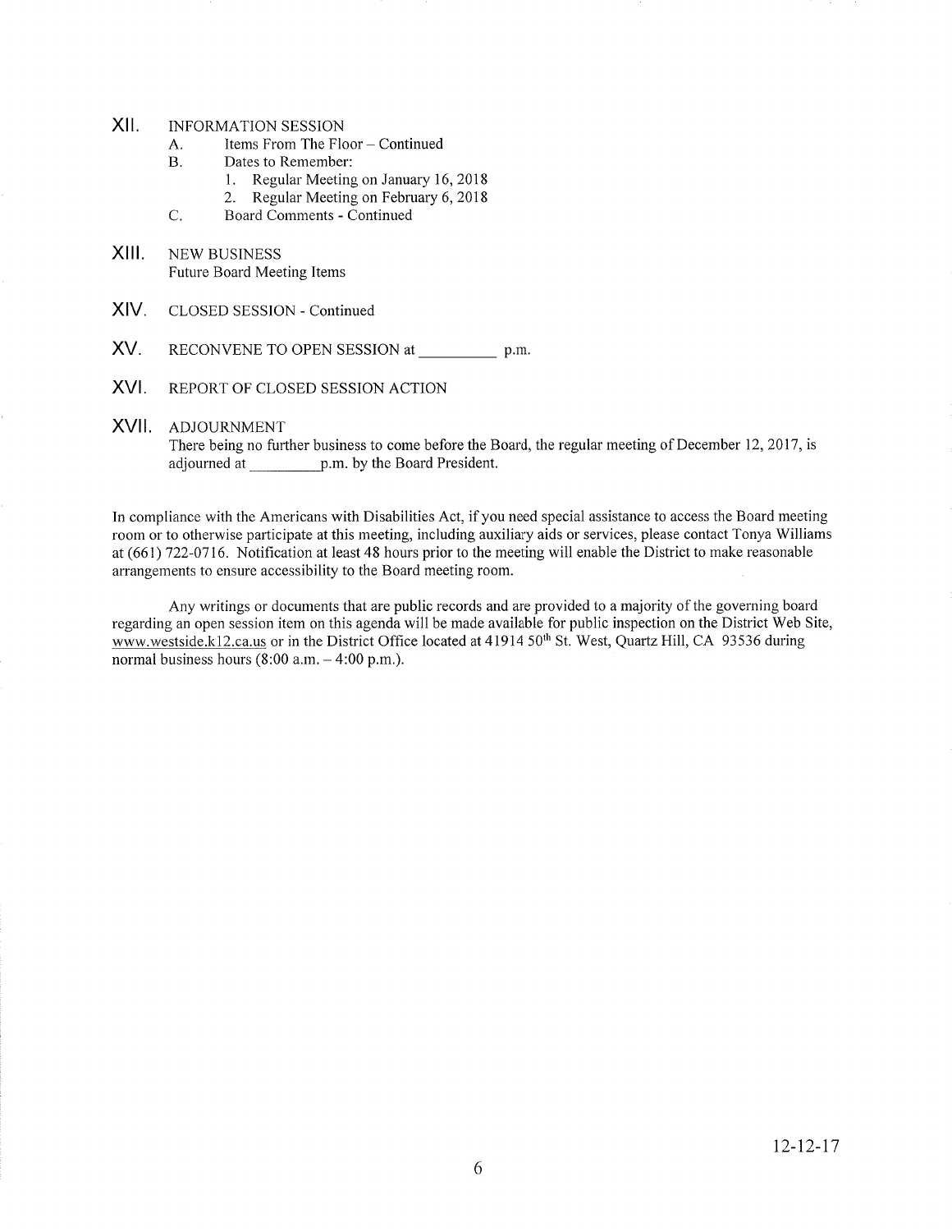XII. INFORMATION SESSION

   A. Items From The Floor – Continued

   B. Dates to Remember:

      1. Regular Meeting on January 16, 2018
      2. Regular Meeting on February 6, 2018

   C. Board Comments - Continued

XIII. NEW BUSINESS

Future Board Meeting Items

XIV. CLOSED SESSION - Continued

XV. RECONVENE TO OPEN SESSION at __________ p.m.

XVI. REPORT OF CLOSED SESSION ACTION

XVII. ADJOURNMENT

There being no further business to come before the Board, the regular meeting of December 12, 2017, is adjourned at __________ p.m. by the Board President.

In compliance with the Americans with Disabilities Act, if you need special assistance to access the Board meeting room or to otherwise participate at this meeting, including auxiliary aids or services, please contact Tonya Williams at (661) 722-0716. Notification at least 48 hours prior to the meeting will enable the District to make reasonable arrangements to ensure accessibility to the Board meeting room.

Any writings or documents that are public records and are provided to a majority of the governing board regarding an open session item on this agenda will be made available for public inspection on the District Web Site, www.westside.k12.ca.us or in the District Office located at 41914 50th St. West, Quartz Hill, CA 93536 during normal business hours (8:00 a.m. – 4:00 p.m.).

12-12-17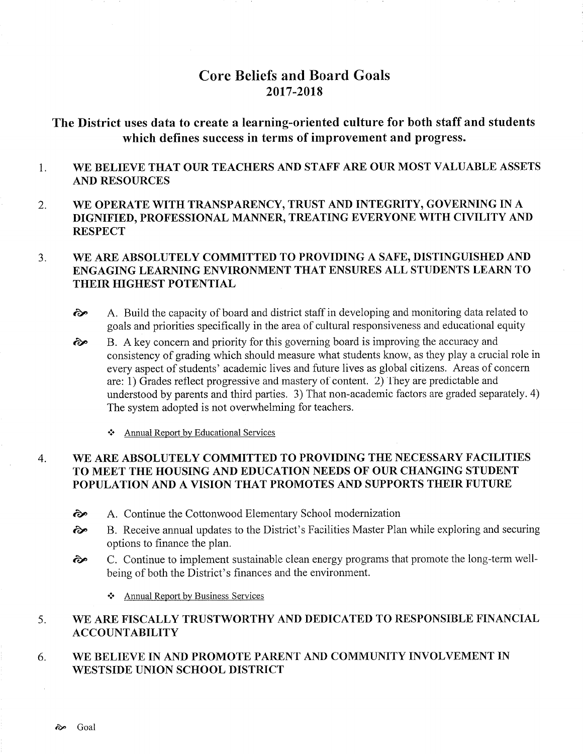# Core Beliefs and Board Goals
## 2017-2018

### The District uses data to create a learning-oriented culture for both staff and students which defines success in terms of improvement and progress.

1. **WE BELIEVE THAT OUR TEACHERS AND STAFF ARE OUR MOST VALUABLE ASSETS AND RESOURCES**

2. **WE OPERATE WITH TRANSPARENCY, TRUST AND INTEGRITY, GOVERNING IN A DIGNIFIED, PROFESSIONAL MANNER, TREATING EVERYONE WITH CIVILITY AND RESPECT**

3. **WE ARE ABSOLUTELY COMMITTED TO PROVIDING A SAFE, DISTINGUISHED AND ENGAGING LEARNING ENVIRONMENT THAT ENSURES ALL STUDENTS LEARN TO THEIR HIGHEST POTENTIAL**

   - ♂ A. Build the capacity of board and district staff in developing and monitoring data related to goals and priorities specifically in the area of cultural responsiveness and educational equity
   - ♂ B. A key concern and priority for this governing board is improving the accuracy and consistency of grading which should measure what students know, as they play a crucial role in every aspect of students' academic lives and future lives as global citizens. Areas of concern are: 1) Grades reflect progressive and mastery of content. 2) They are predictable and understood by parents and third parties. 3) That non-academic factors are graded separately. 4) The system adopted is not overwhelming for teachers.

     - ❖ Annual Report by Educational Services

4. **WE ARE ABSOLUTELY COMMITTED TO PROVIDING THE NECESSARY FACILITIES TO MEET THE HOUSING AND EDUCATION NEEDS OF OUR CHANGING STUDENT POPULATION AND A VISION THAT PROMOTES AND SUPPORTS THEIR FUTURE**

   - ♂ A. Continue the Cottonwood Elementary School modernization
   - ♂ B. Receive annual updates to the District's Facilities Master Plan while exploring and securing options to finance the plan.
   - ♂ C. Continue to implement sustainable clean energy programs that promote the long-term well-being of both the District's finances and the environment.

     - ❖ Annual Report by Business Services

5. **WE ARE FISCALLY TRUSTWORTHY AND DEDICATED TO RESPONSIBLE FINANCIAL ACCOUNTABILITY**

6. **WE BELIEVE IN AND PROMOTE PARENT AND COMMUNITY INVOLVEMENT IN WESTSIDE UNION SCHOOL DISTRICT**

♂ Goal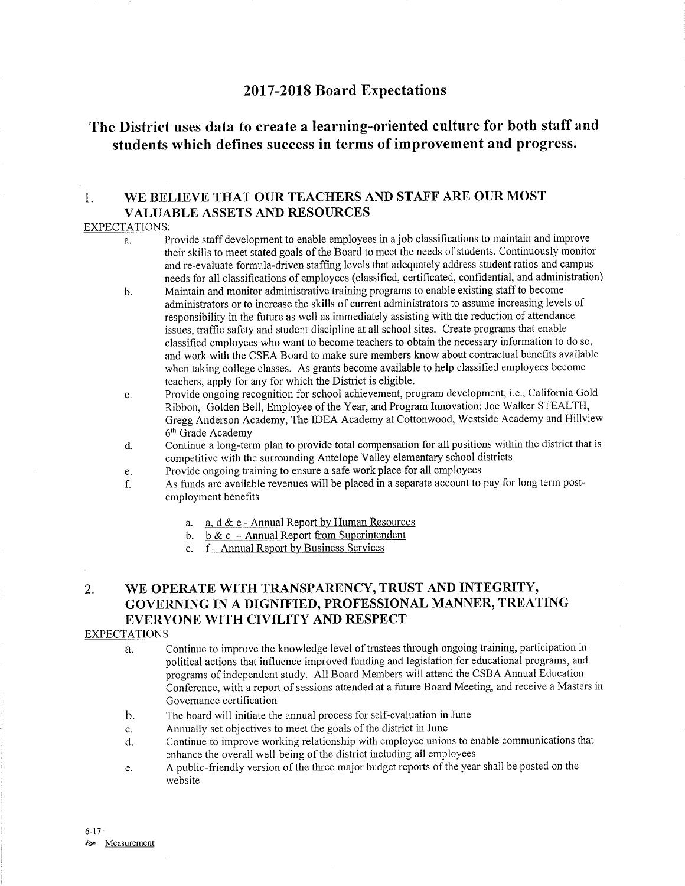# 2017-2018 Board Expectations

## The District uses data to create a learning-oriented culture for both staff and students which defines success in terms of improvement and progress.

### 1. WE BELIEVE THAT OUR TEACHERS AND STAFF ARE OUR MOST VALUABLE ASSETS AND RESOURCES

EXPECTATIONS:

a. Provide staff development to enable employees in a job classifications to maintain and improve their skills to meet stated goals of the Board to meet the needs of students. Continuously monitor and re-evaluate formula-driven staffing levels that adequately address student ratios and campus needs for all classifications of employees (classified, certificated, confidential, and administration)

b. Maintain and monitor administrative training programs to enable existing staff to become administrators or to increase the skills of current administrators to assume increasing levels of responsibility in the future as well as immediately assisting with the reduction of attendance issues, traffic safety and student discipline at all school sites. Create programs that enable classified employees who want to become teachers to obtain the necessary information to do so, and work with the CSEA Board to make sure members know about contractual benefits available when taking college classes. As grants become available to help classified employees become teachers, apply for any for which the District is eligible.

c. Provide ongoing recognition for school achievement, program development, i.e., California Gold Ribbon, Golden Bell, Employee of the Year, and Program Innovation: Joe Walker STEALTH, Gregg Anderson Academy, The IDEA Academy at Cottonwood, Westside Academy and Hillview 6th Grade Academy

d. Continue a long-term plan to provide total compensation for all positions within the district that is competitive with the surrounding Antelope Valley elementary school districts

e. Provide ongoing training to ensure a safe work place for all employees

f. As funds are available revenues will be placed in a separate account to pay for long term post-employment benefits

   a. a, d & e - Annual Report by Human Resources
   b. b & c – Annual Report from Superintendent
   c. f – Annual Report by Business Services

### 2. WE OPERATE WITH TRANSPARENCY, TRUST AND INTEGRITY, GOVERNING IN A DIGNIFIED, PROFESSIONAL MANNER, TREATING EVERYONE WITH CIVILITY AND RESPECT

EXPECTATIONS

a. Continue to improve the knowledge level of trustees through ongoing training, participation in political actions that influence improved funding and legislation for educational programs, and programs of independent study. All Board Members will attend the CSBA Annual Education Conference, with a report of sessions attended at a future Board Meeting, and receive a Masters in Governance certification

b. The board will initiate the annual process for self-evaluation in June

c. Annually set objectives to meet the goals of the district in June

d. Continue to improve working relationship with employee unions to enable communications that enhance the overall well-being of the district including all employees

e. A public-friendly version of the three major budget reports of the year shall be posted on the website

6-17

Measurement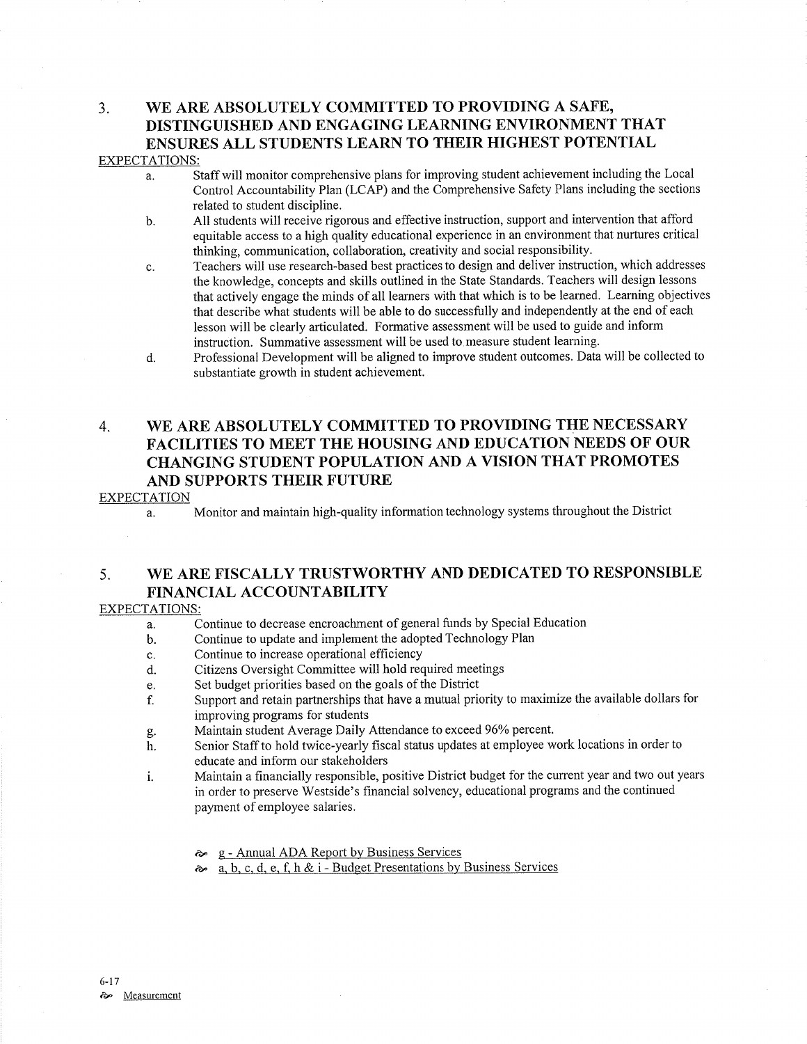## 3. WE ARE ABSOLUTELY COMMITTED TO PROVIDING A SAFE, DISTINGUISHED AND ENGAGING LEARNING ENVIRONMENT THAT ENSURES ALL STUDENTS LEARN TO THEIR HIGHEST POTENTIAL

EXPECTATIONS:

a. Staff will monitor comprehensive plans for improving student achievement including the Local Control Accountability Plan (LCAP) and the Comprehensive Safety Plans including the sections related to student discipline.

b. All students will receive rigorous and effective instruction, support and intervention that afford equitable access to a high quality educational experience in an environment that nurtures critical thinking, communication, collaboration, creativity and social responsibility.

c. Teachers will use research-based best practices to design and deliver instruction, which addresses the knowledge, concepts and skills outlined in the State Standards. Teachers will design lessons that actively engage the minds of all learners with that which is to be learned. Learning objectives that describe what students will be able to do successfully and independently at the end of each lesson will be clearly articulated. Formative assessment will be used to guide and inform instruction. Summative assessment will be used to measure student learning.

d. Professional Development will be aligned to improve student outcomes. Data will be collected to substantiate growth in student achievement.

## 4. WE ARE ABSOLUTELY COMMITTED TO PROVIDING THE NECESSARY FACILITIES TO MEET THE HOUSING AND EDUCATION NEEDS OF OUR CHANGING STUDENT POPULATION AND A VISION THAT PROMOTES AND SUPPORTS THEIR FUTURE

EXPECTATION

a. Monitor and maintain high-quality information technology systems throughout the District

## 5. WE ARE FISCALLY TRUSTWORTHY AND DEDICATED TO RESPONSIBLE FINANCIAL ACCOUNTABILITY

EXPECTATIONS:

a. Continue to decrease encroachment of general funds by Special Education

b. Continue to update and implement the adopted Technology Plan

c. Continue to increase operational efficiency

d. Citizens Oversight Committee will hold required meetings

e. Set budget priorities based on the goals of the District

f. Support and retain partnerships that have a mutual priority to maximize the available dollars for improving programs for students

g. Maintain student Average Daily Attendance to exceed 96% percent.

h. Senior Staff to hold twice-yearly fiscal status updates at employee work locations in order to educate and inform our stakeholders

i. Maintain a financially responsible, positive District budget for the current year and two out years in order to preserve Westside's financial solvency, educational programs and the continued payment of employee salaries.

- g - Annual ADA Report by Business Services
- a, b, c, d, e, f, h & i - Budget Presentations by Business Services

6-17

Measurement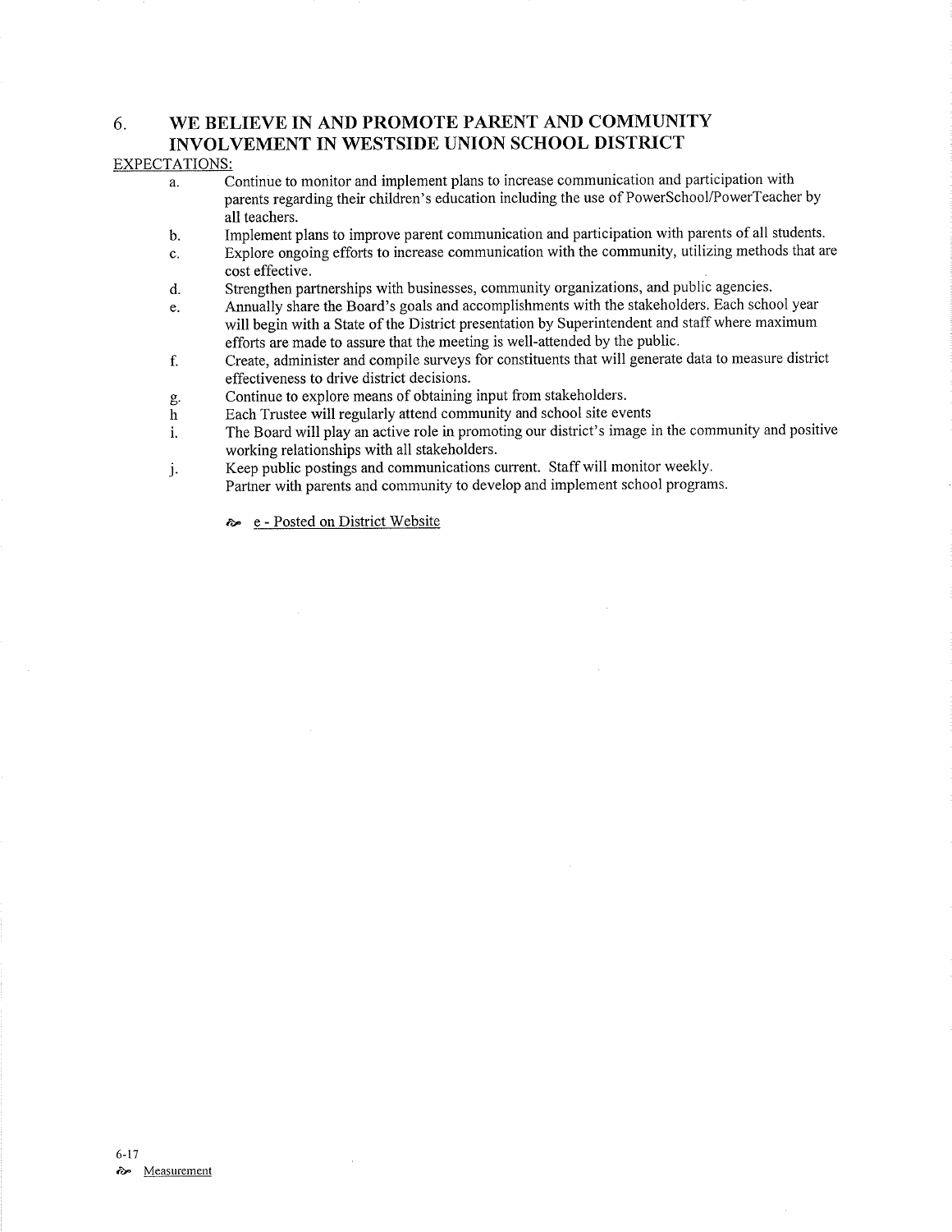## 6. WE BELIEVE IN AND PROMOTE PARENT AND COMMUNITY INVOLVEMENT IN WESTSIDE UNION SCHOOL DISTRICT

EXPECTATIONS:

a. Continue to monitor and implement plans to increase communication and participation with parents regarding their children's education including the use of PowerSchool/PowerTeacher by all teachers.

b. Implement plans to improve parent communication and participation with parents of all students.

c. Explore ongoing efforts to increase communication with the community, utilizing methods that are cost effective.

d. Strengthen partnerships with businesses, community organizations, and public agencies.

e. Annually share the Board's goals and accomplishments with the stakeholders. Each school year will begin with a State of the District presentation by Superintendent and staff where maximum efforts are made to assure that the meeting is well-attended by the public.

f. Create, administer and compile surveys for constituents that will generate data to measure district effectiveness to drive district decisions.

g. Continue to explore means of obtaining input from stakeholders.

h Each Trustee will regularly attend community and school site events

i. The Board will play an active role in promoting our district's image in the community and positive working relationships with all stakeholders.

j. Keep public postings and communications current. Staff will monitor weekly. Partner with parents and community to develop and implement school programs.

 ☙ e - Posted on District Website

6-17

☙ Measurement